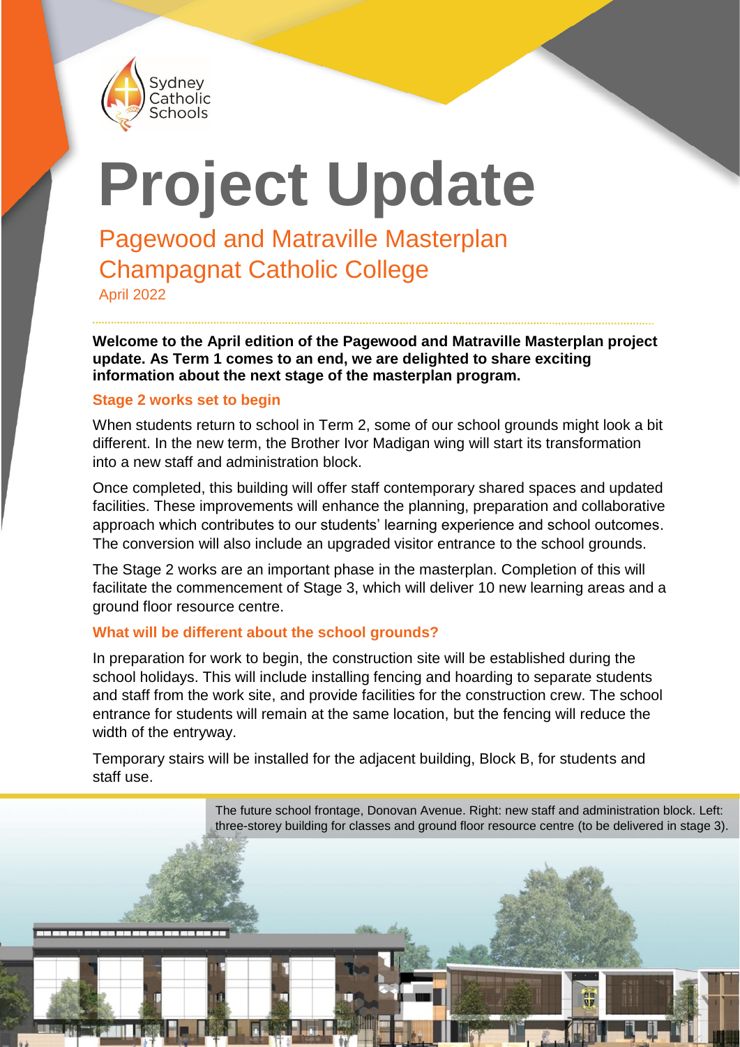Sydney Catholic Schools

# Project Update

## Pagewood and Matraville Masterplan
## Champagnat Catholic College

April 2022

**Welcome to the April edition of the Pagewood and Matraville Masterplan project update. As Term 1 comes to an end, we are delighted to share exciting information about the next stage of the masterplan program.**

### Stage 2 works set to begin

When students return to school in Term 2, some of our school grounds might look a bit different. In the new term, the Brother Ivor Madigan wing will start its transformation into a new staff and administration block.

Once completed, this building will offer staff contemporary shared spaces and updated facilities. These improvements will enhance the planning, preparation and collaborative approach which contributes to our students' learning experience and school outcomes. The conversion will also include an upgraded visitor entrance to the school grounds.

The Stage 2 works are an important phase in the masterplan. Completion of this will facilitate the commencement of Stage 3, which will deliver 10 new learning areas and a ground floor resource centre.

### What will be different about the school grounds?

In preparation for work to begin, the construction site will be established during the school holidays. This will include installing fencing and hoarding to separate students and staff from the work site, and provide facilities for the construction crew. The school entrance for students will remain at the same location, but the fencing will reduce the width of the entryway.

Temporary stairs will be installed for the adjacent building, Block B, for students and staff use.

The future school frontage, Donovan Avenue. Right: new staff and administration block. Left: three-storey building for classes and ground floor resource centre (to be delivered in stage 3).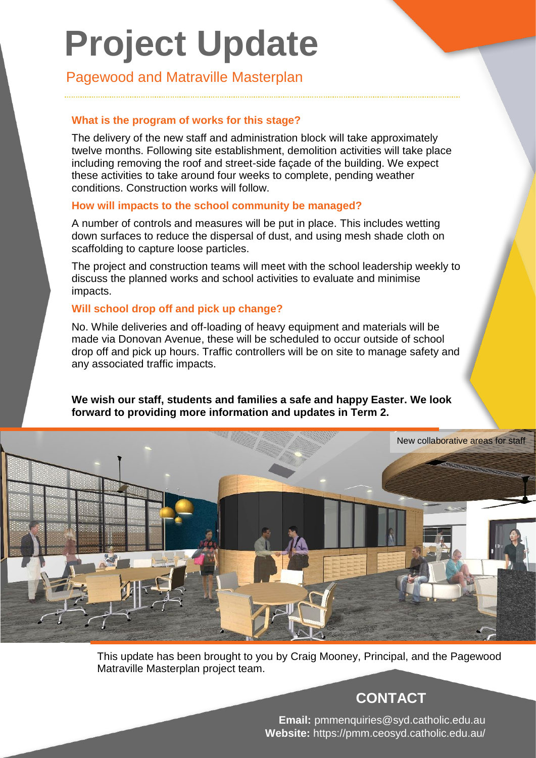# Project Update

Pagewood and Matraville Masterplan

### What is the program of works for this stage?

The delivery of the new staff and administration block will take approximately twelve months. Following site establishment, demolition activities will take place including removing the roof and street-side façade of the building. We expect these activities to take around four weeks to complete, pending weather conditions. Construction works will follow.

### How will impacts to the school community be managed?

A number of controls and measures will be put in place. This includes wetting down surfaces to reduce the dispersal of dust, and using mesh shade cloth on scaffolding to capture loose particles.

The project and construction teams will meet with the school leadership weekly to discuss the planned works and school activities to evaluate and minimise impacts.

### Will school drop off and pick up change?

No. While deliveries and off-loading of heavy equipment and materials will be made via Donovan Avenue, these will be scheduled to occur outside of school drop off and pick up hours. Traffic controllers will be on site to manage safety and any associated traffic impacts.

**We wish our staff, students and families a safe and happy Easter. We look forward to providing more information and updates in Term 2.**

New collaborative areas for staff

This update has been brought to you by Craig Mooney, Principal, and the Pagewood Matraville Masterplan project team.

## CONTACT

**Email:** pmmenquiries@syd.catholic.edu.au
**Website:** https://pmm.ceosyd.catholic.edu.au/